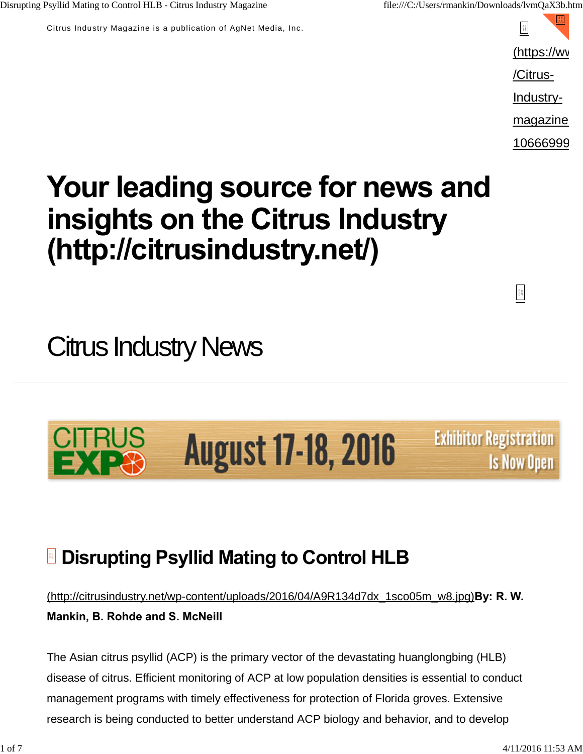Citrus Industry Magazine is a publication of AgNet Media, Inc.

(https://ww/Citrus-Industry-magazine10666999

# Your leading source for news and insights on the Citrus Industry (http://citrusindustry.net/)

## Citrus Industry News

CITRUS EXPO August 17-18, 2016 Exhibitor Registration Is Now Open

## Disrupting Psyllid Mating to Control HLB

(http://citrusindustry.net/wp-content/uploads/2016/04/A9R134d7dx_1sco05m_w8.jpg)**By: R. W. Mankin, B. Rohde and S. McNeill**

The Asian citrus psyllid (ACP) is the primary vector of the devastating huanglongbing (HLB) disease of citrus. Efficient monitoring of ACP at low population densities is essential to conduct management programs with timely effectiveness for protection of Florida groves. Extensive research is being conducted to better understand ACP biology and behavior, and to develop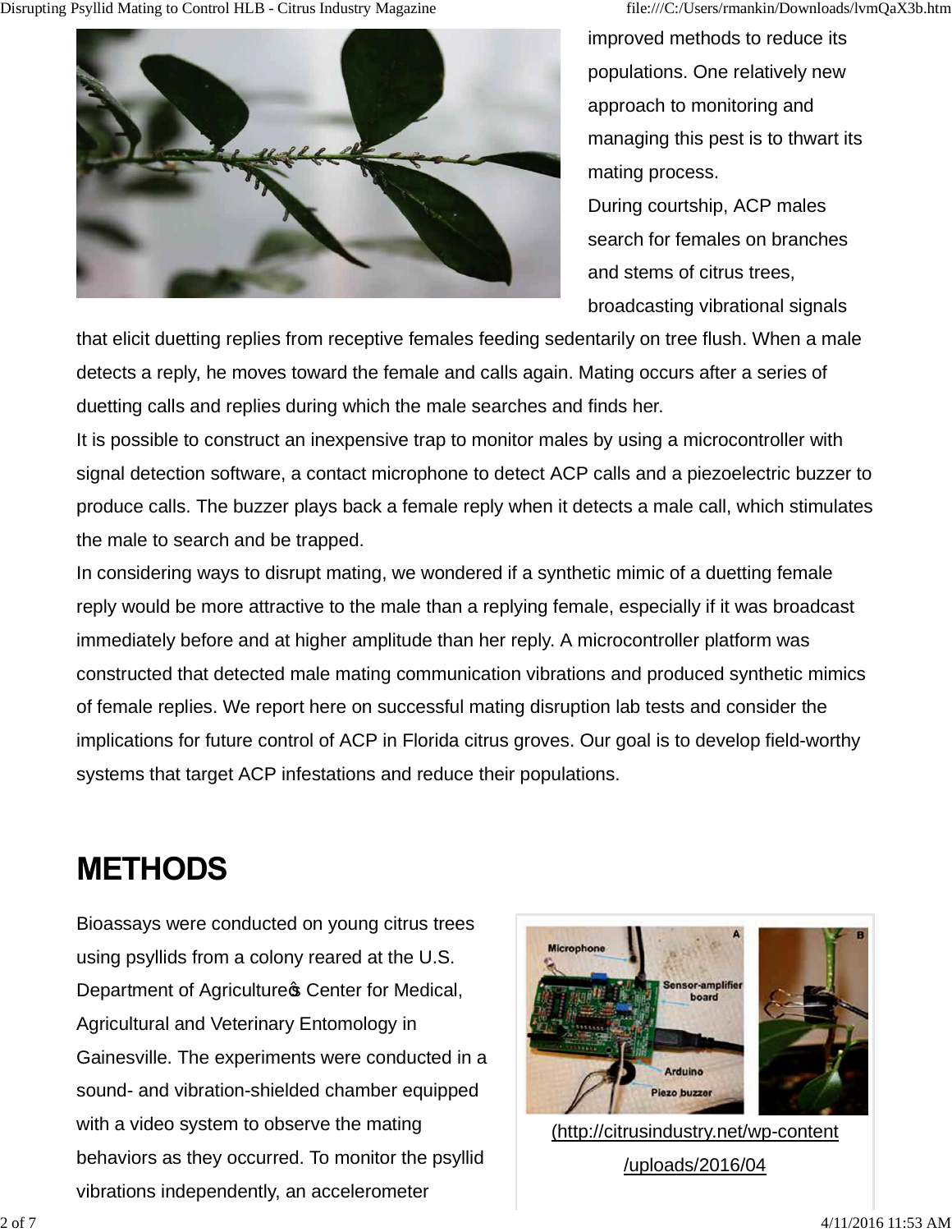improved methods to reduce its populations. One relatively new approach to monitoring and managing this pest is to thwart its mating process.

During courtship, ACP males search for females on branches and stems of citrus trees, broadcasting vibrational signals that elicit duetting replies from receptive females feeding sedentarily on tree flush. When a male detects a reply, he moves toward the female and calls again. Mating occurs after a series of duetting calls and replies during which the male searches and finds her.

It is possible to construct an inexpensive trap to monitor males by using a microcontroller with signal detection software, a contact microphone to detect ACP calls and a piezoelectric buzzer to produce calls. The buzzer plays back a female reply when it detects a male call, which stimulates the male to search and be trapped.

In considering ways to disrupt mating, we wondered if a synthetic mimic of a duetting female reply would be more attractive to the male than a replying female, especially if it was broadcast immediately before and at higher amplitude than her reply. A microcontroller platform was constructed that detected male mating communication vibrations and produced synthetic mimics of female replies. We report here on successful mating disruption lab tests and consider the implications for future control of ACP in Florida citrus groves. Our goal is to develop field-worthy systems that target ACP infestations and reduce their populations.

## METHODS

Bioassays were conducted on young citrus trees using psyllids from a colony reared at the U.S. Department of Agriculture�s Center for Medical, Agricultural and Veterinary Entomology in Gainesville. The experiments were conducted in a sound- and vibration-shielded chamber equipped with a video system to observe the mating behaviors as they occurred. To monitor the psyllid vibrations independently, an accelerometer

(http://citrusindustry.net/wp-content/uploads/2016/04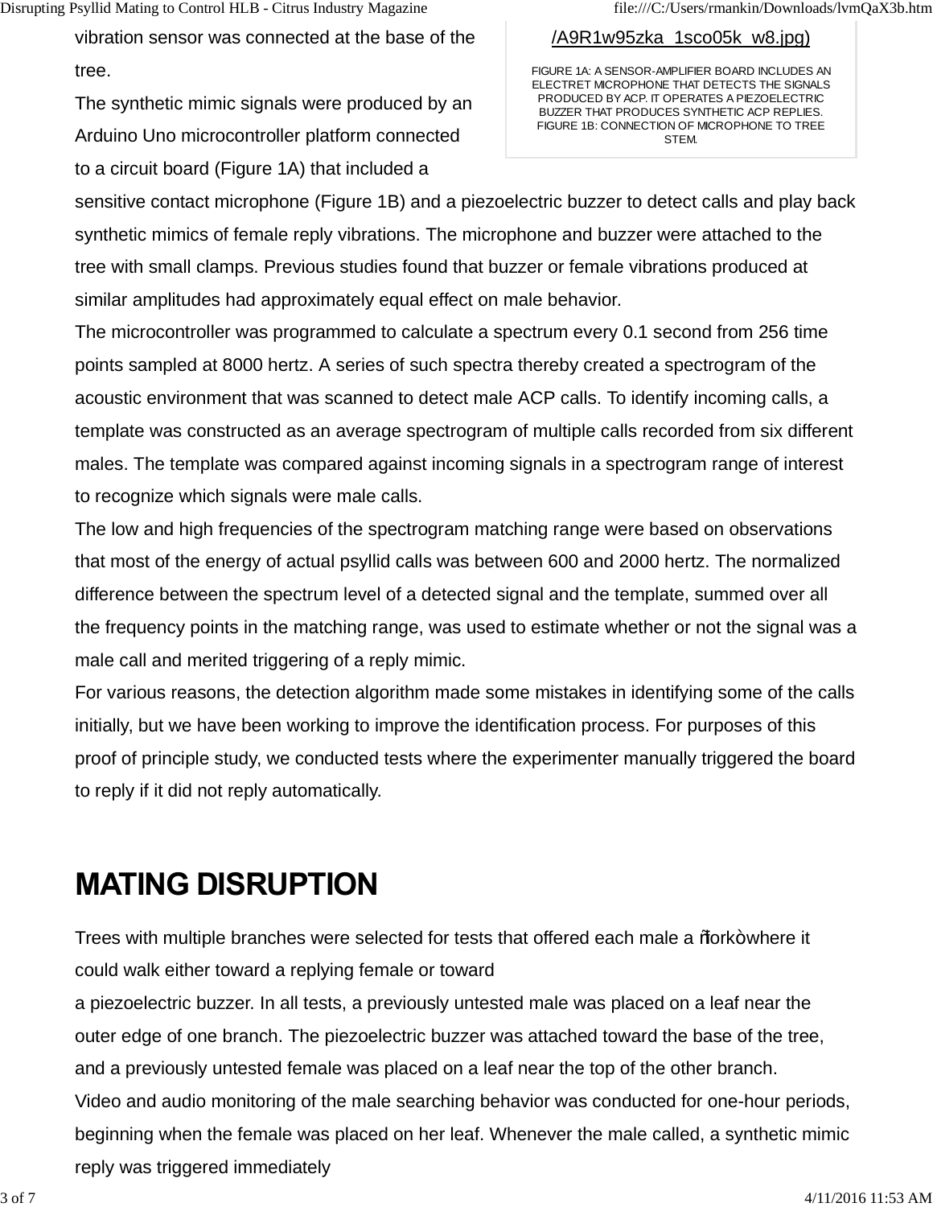vibration sensor was connected at the base of the tree.

The synthetic mimic signals were produced by an Arduino Uno microcontroller platform connected to a circuit board (Figure 1A) that included a sensitive contact microphone (Figure 1B) and a piezoelectric buzzer to detect calls and play back synthetic mimics of female reply vibrations. The microphone and buzzer were attached to the tree with small clamps. Previous studies found that buzzer or female vibrations produced at similar amplitudes had approximately equal effect on male behavior.

/A9R1w95zka_1sco05k_w8.jpg)

FIGURE 1A: A SENSOR-AMPLIFIER BOARD INCLUDES AN ELECTRET MICROPHONE THAT DETECTS THE SIGNALS PRODUCED BY ACP. IT OPERATES A PIEZOELECTRIC BUZZER THAT PRODUCES SYNTHETIC ACP REPLIES. FIGURE 1B: CONNECTION OF MICROPHONE TO TREE STEM.

The microcontroller was programmed to calculate a spectrum every 0.1 second from 256 time points sampled at 8000 hertz. A series of such spectra thereby created a spectrogram of the acoustic environment that was scanned to detect male ACP calls. To identify incoming calls, a template was constructed as an average spectrogram of multiple calls recorded from six different males. The template was compared against incoming signals in a spectrogram range of interest to recognize which signals were male calls.

The low and high frequencies of the spectrogram matching range were based on observations that most of the energy of actual psyllid calls was between 600 and 2000 hertz. The normalized difference between the spectrum level of a detected signal and the template, summed over all the frequency points in the matching range, was used to estimate whether or not the signal was a male call and merited triggering of a reply mimic.

For various reasons, the detection algorithm made some mistakes in identifying some of the calls initially, but we have been working to improve the identification process. For purposes of this proof of principle study, we conducted tests where the experimenter manually triggered the board to reply if it did not reply automatically.

## MATING DISRUPTION

Trees with multiple branches were selected for tests that offered each male a "fork" where it could walk either toward a replying female or toward a piezoelectric buzzer. In all tests, a previously untested male was placed on a leaf near the outer edge of one branch. The piezoelectric buzzer was attached toward the base of the tree, and a previously untested female was placed on a leaf near the top of the other branch.

Video and audio monitoring of the male searching behavior was conducted for one-hour periods, beginning when the female was placed on her leaf. Whenever the male called, a synthetic mimic reply was triggered immediately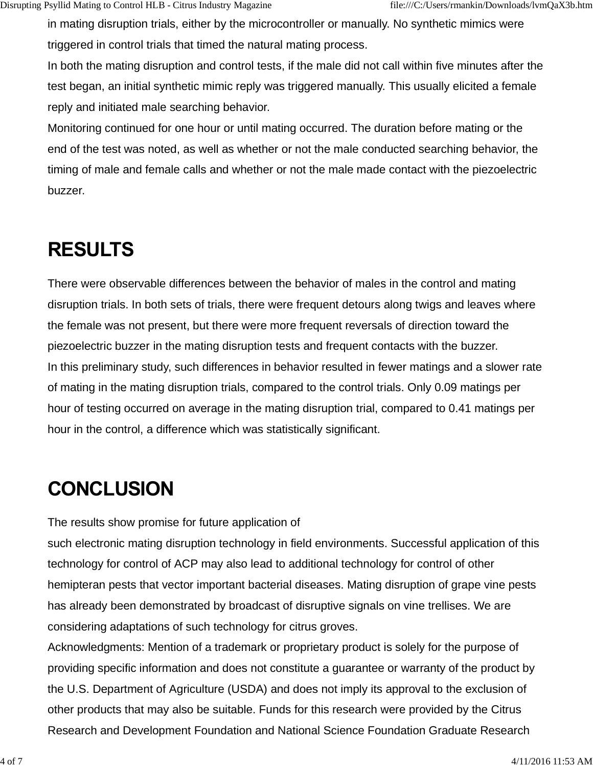in mating disruption trials, either by the microcontroller or manually. No synthetic mimics were triggered in control trials that timed the natural mating process.

In both the mating disruption and control tests, if the male did not call within five minutes after the test began, an initial synthetic mimic reply was triggered manually. This usually elicited a female reply and initiated male searching behavior.

Monitoring continued for one hour or until mating occurred. The duration before mating or the end of the test was noted, as well as whether or not the male conducted searching behavior, the timing of male and female calls and whether or not the male made contact with the piezoelectric buzzer.

## RESULTS

There were observable differences between the behavior of males in the control and mating disruption trials. In both sets of trials, there were frequent detours along twigs and leaves where the female was not present, but there were more frequent reversals of direction toward the piezoelectric buzzer in the mating disruption tests and frequent contacts with the buzzer.

In this preliminary study, such differences in behavior resulted in fewer matings and a slower rate of mating in the mating disruption trials, compared to the control trials. Only 0.09 matings per hour of testing occurred on average in the mating disruption trial, compared to 0.41 matings per hour in the control, a difference which was statistically significant.

## CONCLUSION

The results show promise for future application of such electronic mating disruption technology in field environments. Successful application of this technology for control of ACP may also lead to additional technology for control of other hemipteran pests that vector important bacterial diseases. Mating disruption of grape vine pests has already been demonstrated by broadcast of disruptive signals on vine trellises. We are considering adaptations of such technology for citrus groves.

Acknowledgments: Mention of a trademark or proprietary product is solely for the purpose of providing specific information and does not constitute a guarantee or warranty of the product by the U.S. Department of Agriculture (USDA) and does not imply its approval to the exclusion of other products that may also be suitable. Funds for this research were provided by the Citrus Research and Development Foundation and National Science Foundation Graduate Research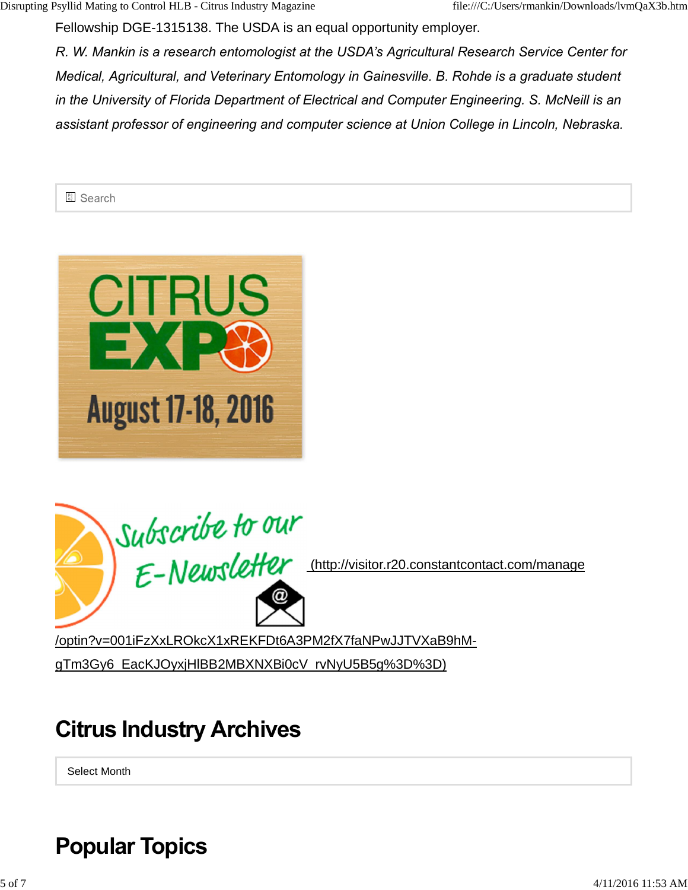Fellowship DGE-1315138. The USDA is an equal opportunity employer.

*R. W. Mankin is a research entomologist at the USDA's Agricultural Research Service Center for Medical, Agricultural, and Veterinary Entomology in Gainesville. B. Rohde is a graduate student in the University of Florida Department of Electrical and Computer Engineering. S. McNeill is an assistant professor of engineering and computer science at Union College in Lincoln, Nebraska.*

Search

CITRUS EXPO August 17-18, 2016

Subscribe to our E-Newsletter (http://visitor.r20.constantcontact.com/manage/optin?v=001iFzXxLROkcX1xREKFDt6A3PM2fX7faNPwJJTVXaB9hM-gTm3Gy6_EacKJOyxjHlBB2MBXNXBi0cV_rvNyU5B5g%3D%3D)

## Citrus Industry Archives

Select Month

## Popular Topics